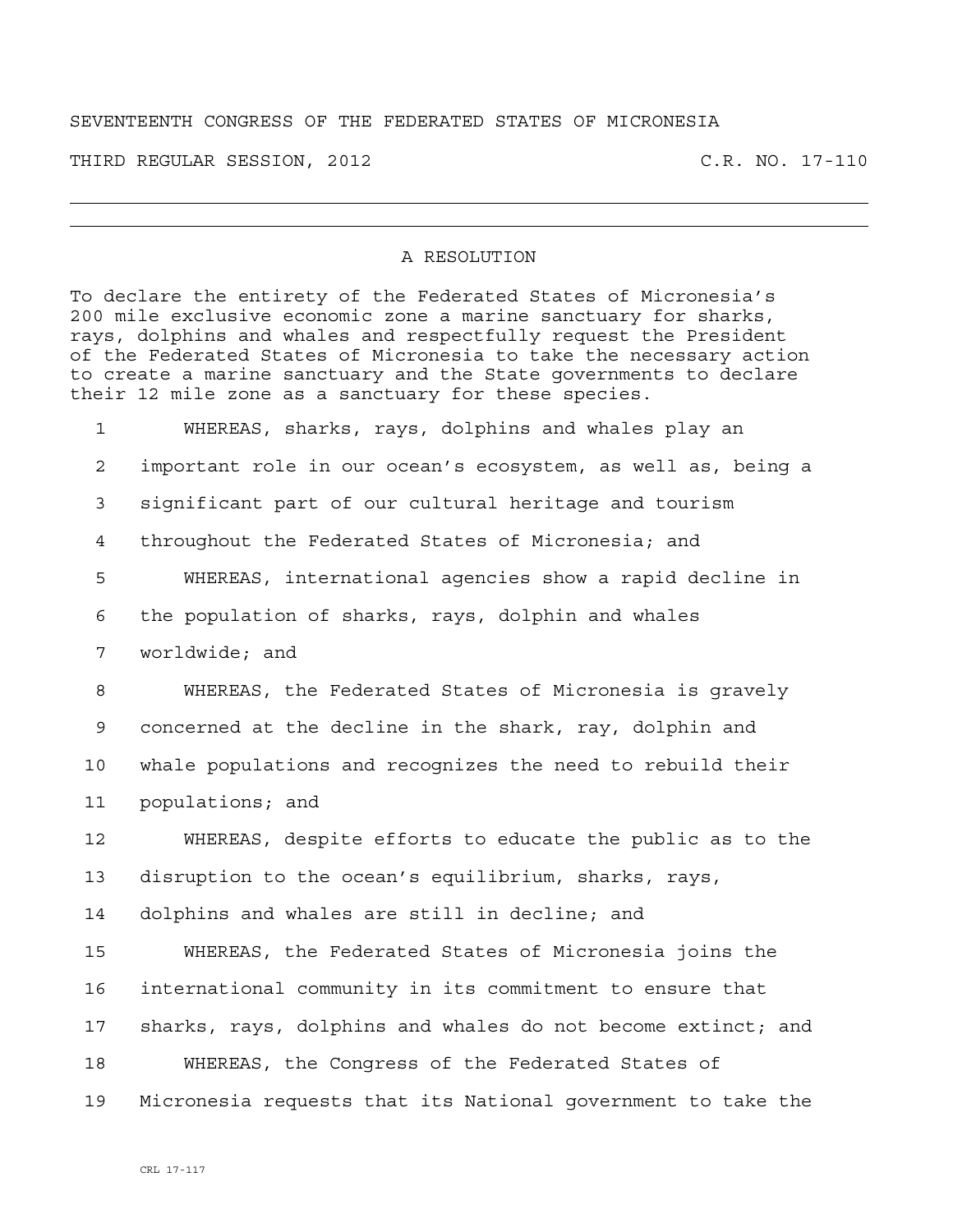SEVENTEENTH CONGRESS OF THE FEDERATED STATES OF MICRONESIA

THIRD REGULAR SESSION, 2012 C.R. NO. 17-110

# A RESOLUTION

To declare the entirety of the Federated States of Micronesia's 200 mile exclusive economic zone a marine sanctuary for sharks, rays, dolphins and whales and respectfully request the President of the Federated States of Micronesia to take the necessary action to create a marine sanctuary and the State governments to declare their 12 mile zone as a sanctuary for these species.

1 WHEREAS, sharks, rays, dolphins and whales play an
2 important role in our ocean's ecosystem, as well as, being a
3 significant part of our cultural heritage and tourism
4 throughout the Federated States of Micronesia; and
5 WHEREAS, international agencies show a rapid decline in
6 the population of sharks, rays, dolphin and whales
7 worldwide; and
8 WHEREAS, the Federated States of Micronesia is gravely
9 concerned at the decline in the shark, ray, dolphin and
10 whale populations and recognizes the need to rebuild their
11 populations; and
12 WHEREAS, despite efforts to educate the public as to the
13 disruption to the ocean's equilibrium, sharks, rays,
14 dolphins and whales are still in decline; and
15 WHEREAS, the Federated States of Micronesia joins the
16 international community in its commitment to ensure that
17 sharks, rays, dolphins and whales do not become extinct; and
18 WHEREAS, the Congress of the Federated States of
19 Micronesia requests that its National government to take the

CRL 17-117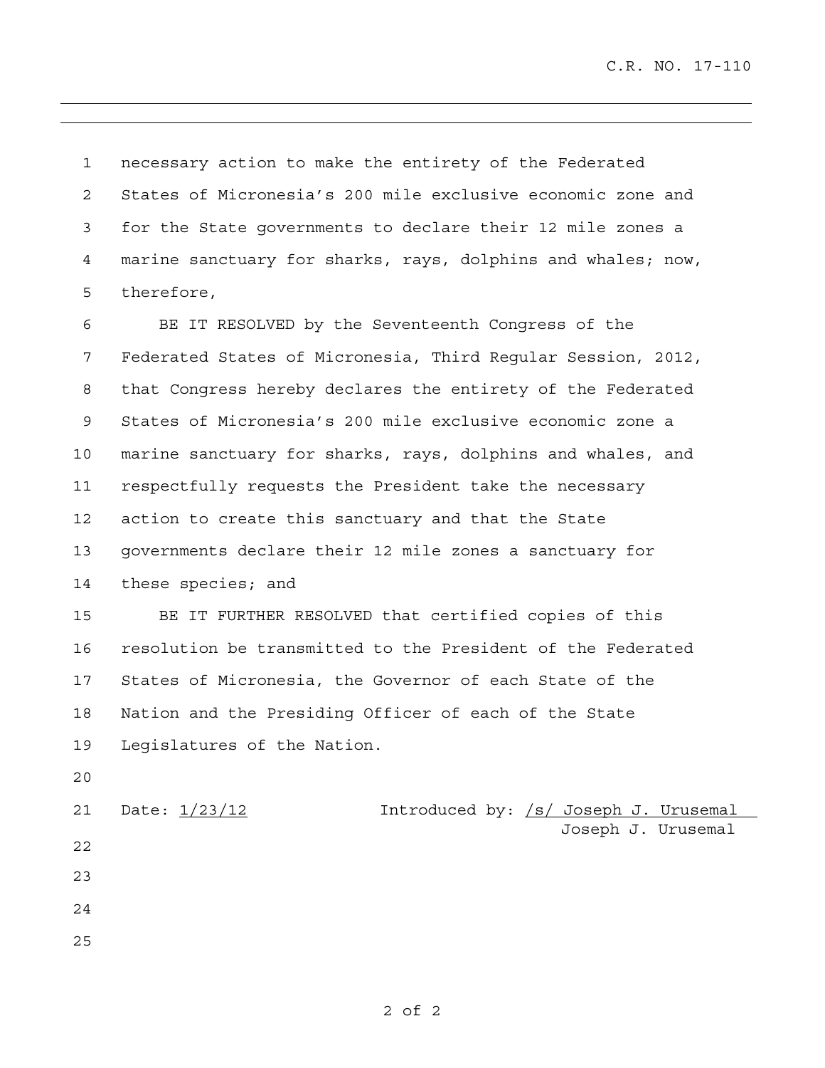necessary action to make the entirety of the Federated States of Micronesia's 200 mile exclusive economic zone and for the State governments to declare their 12 mile zones a marine sanctuary for sharks, rays, dolphins and whales; now, therefore,

BE IT RESOLVED by the Seventeenth Congress of the Federated States of Micronesia, Third Regular Session, 2012, that Congress hereby declares the entirety of the Federated States of Micronesia's 200 mile exclusive economic zone a marine sanctuary for sharks, rays, dolphins and whales, and respectfully requests the President take the necessary action to create this sanctuary and that the State governments declare their 12 mile zones a sanctuary for these species; and

BE IT FURTHER RESOLVED that certified copies of this resolution be transmitted to the President of the Federated States of Micronesia, the Governor of each State of the Nation and the Presiding Officer of each of the State Legislatures of the Nation.

Date: 1/23/12

Introduced by: /s/ Joseph J. Urusemal
Joseph J. Urusemal